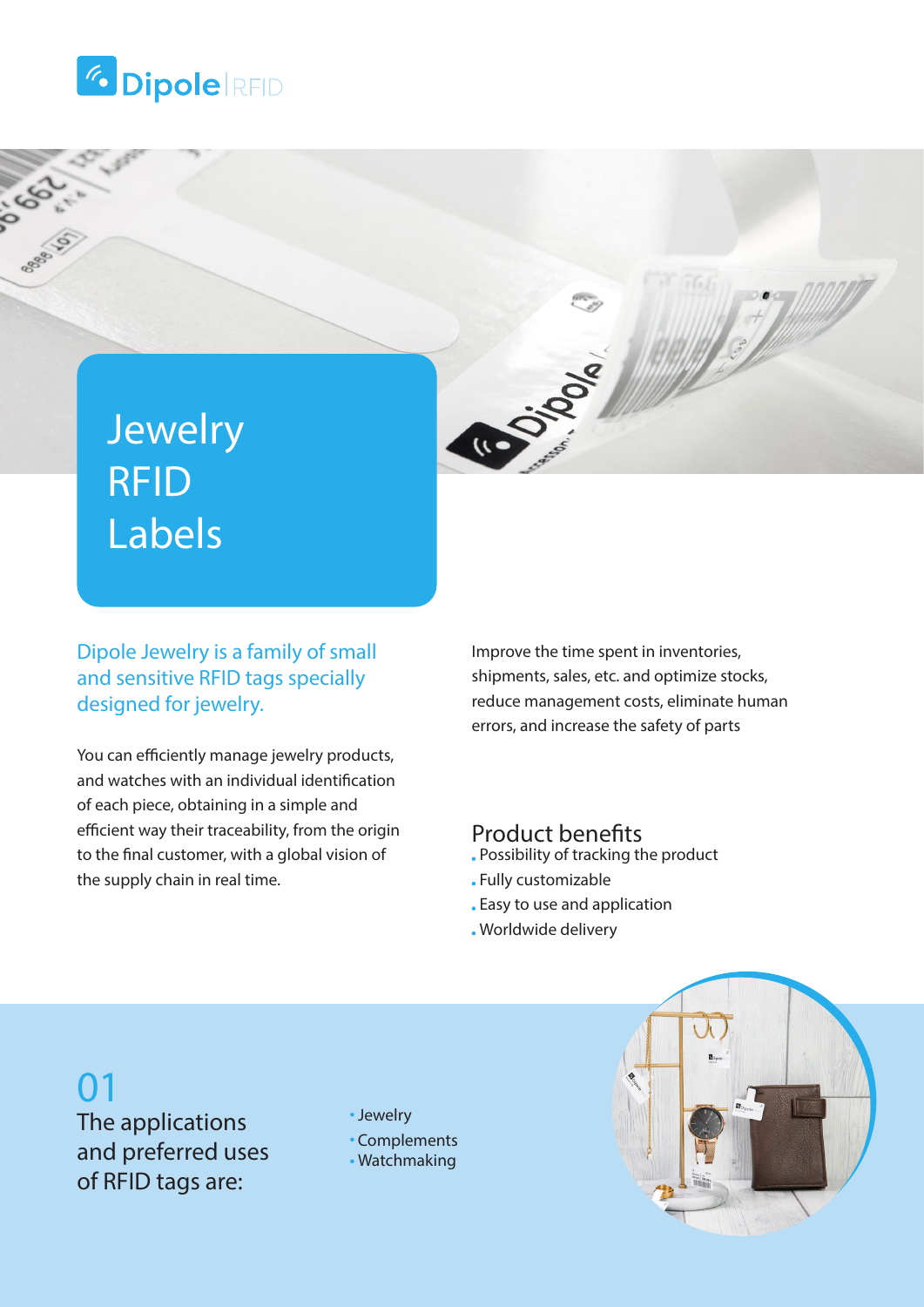Dipole | RFID

# Jewelry RFID Labels

## Dipole Jewelry is a family of small and sensitive RFID tags specially designed for jewelry.

You can efficiently manage jewelry products, and watches with an individual identification of each piece, obtaining in a simple and efficient way their traceability, from the origin to the final customer, with a global vision of the supply chain in real time.

Improve the time spent in inventories, shipments, sales, etc. and optimize stocks, reduce management costs, eliminate human errors, and increase the safety of parts

### Product benefits

- Possibility of tracking the product
- Fully customizable
- Easy to use and application
- Worldwide delivery

## 01

### The applications and preferred uses of RFID tags are:

- Jewelry
- Complements
- Watchmaking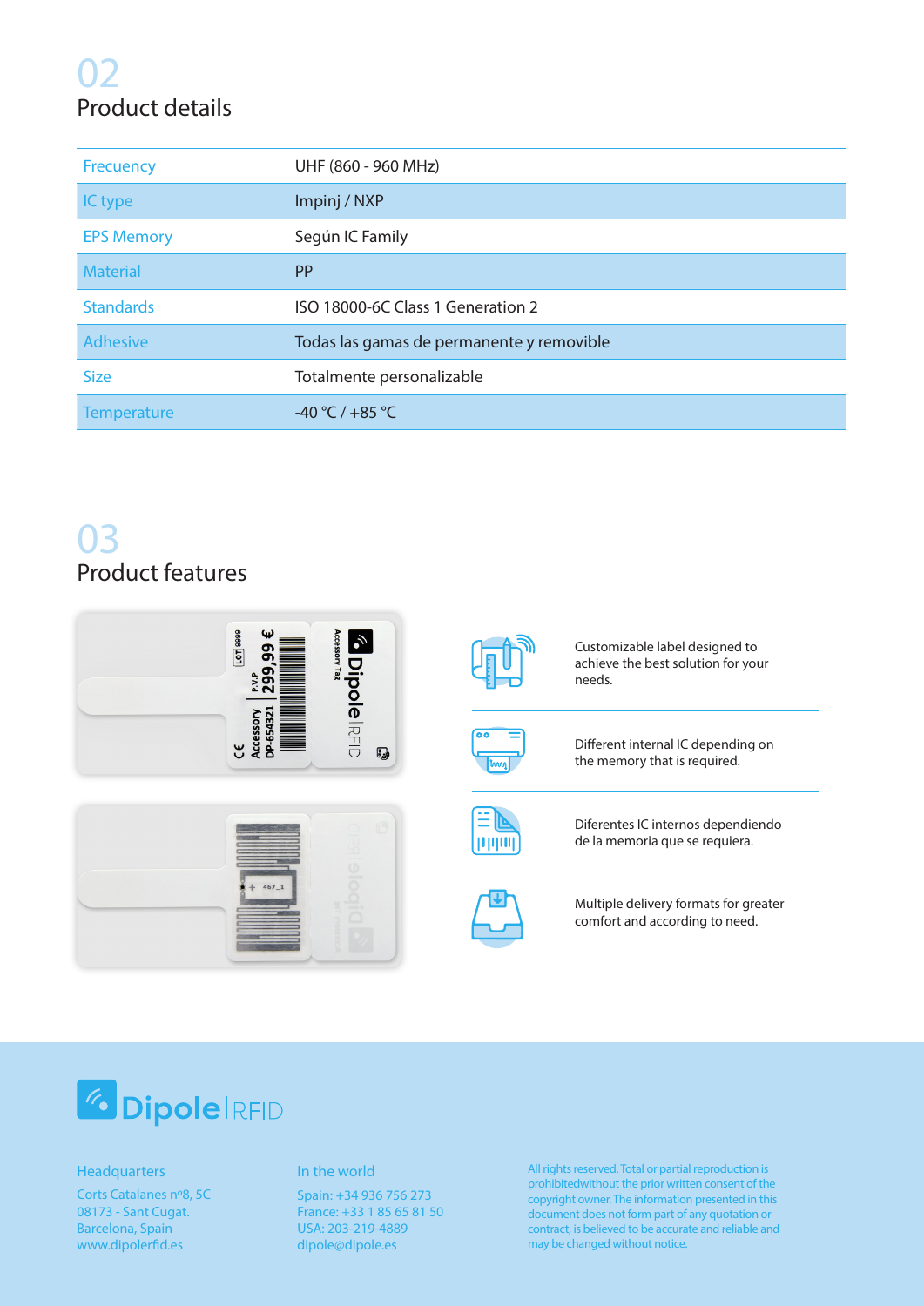# 02
## Product details

| | |
|---|---|
| Frecuency | UHF (860 - 960 MHz) |
| IC type | Impinj / NXP |
| EPS Memory | Según IC Family |
| Material | PP |
| Standards | ISO 18000-6C Class 1 Generation 2 |
| Adhesive | Todas las gamas de permanente y removible |
| Size | Totalmente personalizable |
| Temperature | -40 °C / +85 °C |

# 03
## Product features

- Customizable label designed to achieve the best solution for your needs.
- Different internal IC depending on the memory that is required.
- Diferentes IC internos dependiendo de la memoria que se requiera.
- Multiple delivery formats for greater comfort and according to need.

Dipole | RFID

**Headquarters**
Corts Catalanes nº8, 5C
08173 - Sant Cugat.
Barcelona, Spain
www.dipolerfid.es

**In the world**
Spain: +34 936 756 273
France: +33 1 85 65 81 50
USA: 203-219-4889
dipole@dipole.es

All rights reserved. Total or partial reproduction is prohibitedwithout the prior written consent of the copyright owner. The information presented in this document does not form part of any quotation or contract, is believed to be accurate and reliable and may be changed without notice.